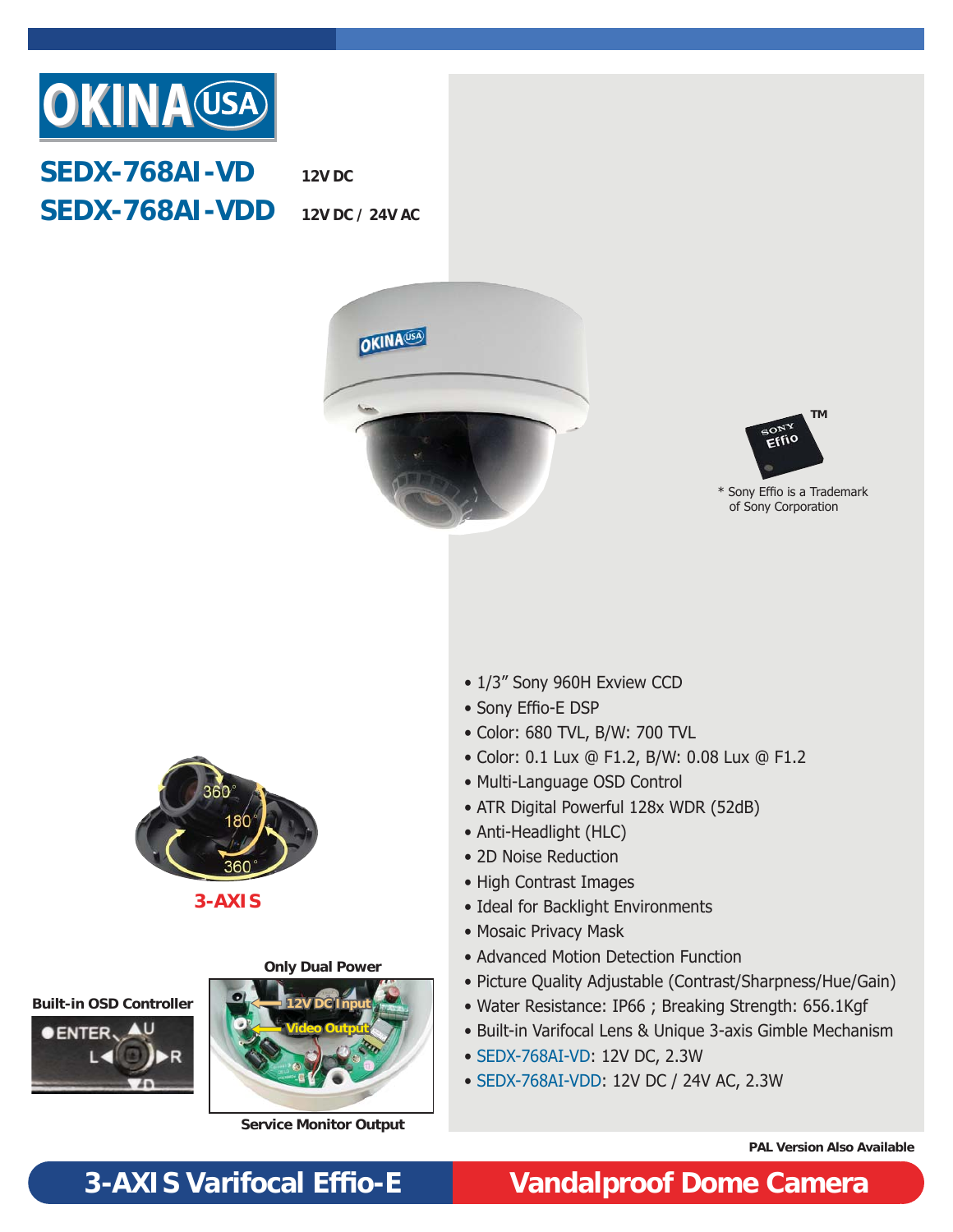# OKINA USA

## SEDX-768AI-VD **12V DC**
## SEDX-768AI-VDD **12V DC / 24V AC**

* Sony Effio is a Trademark of Sony Corporation

**3-AXIS**

**Built-in OSD Controller**

**Only Dual Power**

12V DC Input

Video Output

**Service Monitor Output**

- 1/3" Sony 960H Exview CCD
- Sony Effio-E DSP
- Color: 680 TVL, B/W: 700 TVL
- Color: 0.1 Lux @ F1.2, B/W: 0.08 Lux @ F1.2
- Multi-Language OSD Control
- ATR Digital Powerful 128x WDR (52dB)
- Anti-Headlight (HLC)
- 2D Noise Reduction
- High Contrast Images
- Ideal for Backlight Environments
- Mosaic Privacy Mask
- Advanced Motion Detection Function
- Picture Quality Adjustable (Contrast/Sharpness/Hue/Gain)
- Water Resistance: IP66 ; Breaking Strength: 656.1Kgf
- Built-in Varifocal Lens & Unique 3-axis Gimble Mechanism
- SEDX-768AI-VD: 12V DC, 2.3W
- SEDX-768AI-VDD: 12V DC / 24V AC, 2.3W

**PAL Version Also Available**

## 3-AXIS Varifocal Effio-E Vandalproof Dome Camera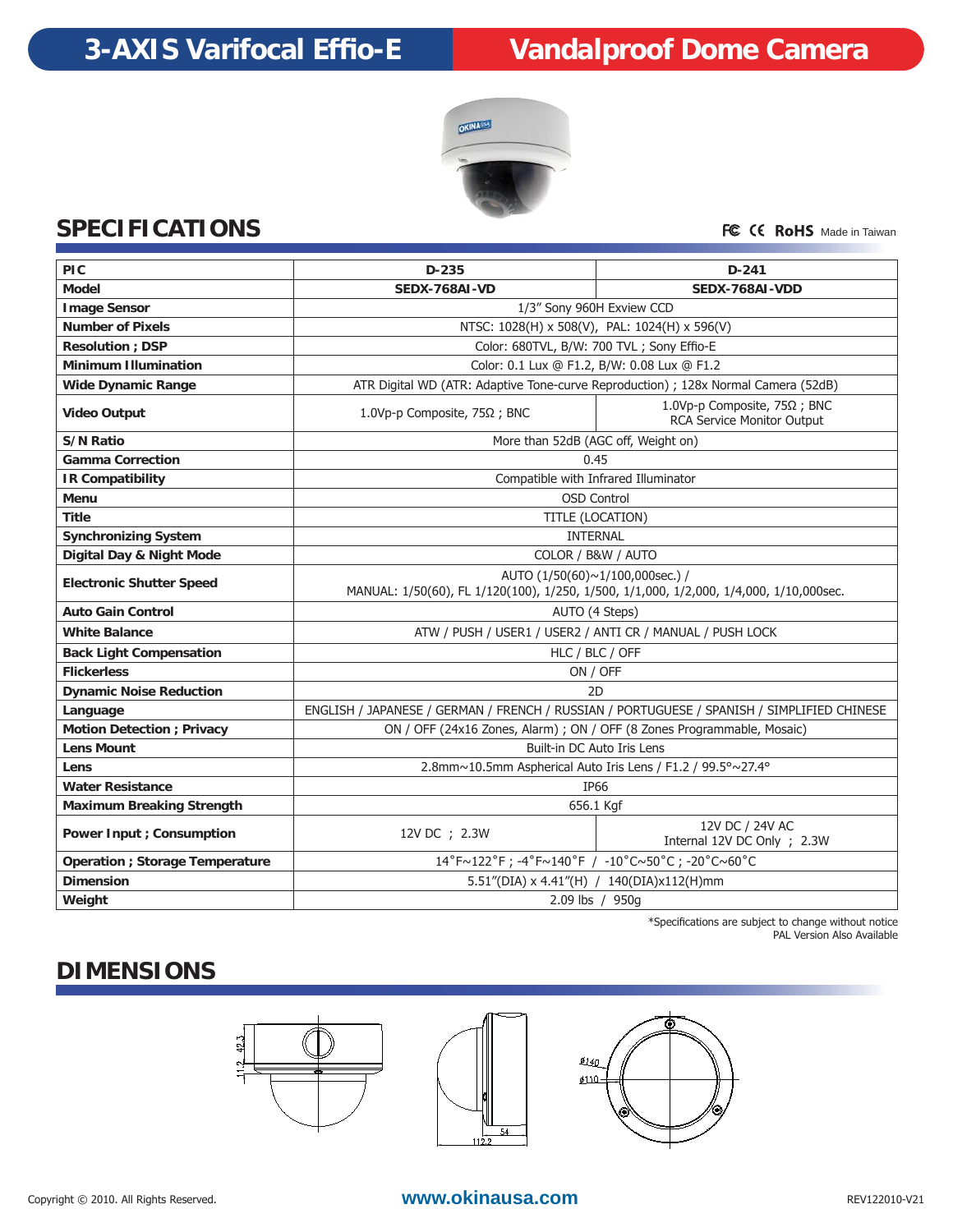# 3-AXIS Varifocal Effio-E Vandalproof Dome Camera

## SPECIFICATIONS

FC CE RoHS Made in Taiwan

| PIC | D-235 | D-241 |
|---|---|---|
| Model | SEDX-768AI-VD | SEDX-768AI-VDD |
| Image Sensor | 1/3" Sony 960H Exview CCD | |
| Number of Pixels | NTSC: 1028(H) x 508(V), PAL: 1024(H) x 596(V) | |
| Resolution ; DSP | Color: 680TVL, B/W: 700 TVL ; Sony Effio-E | |
| Minimum Illumination | Color: 0.1 Lux @ F1.2, B/W: 0.08 Lux @ F1.2 | |
| Wide Dynamic Range | ATR Digital WD (ATR: Adaptive Tone-curve Reproduction) ; 128x Normal Camera (52dB) | |
| Video Output | 1.0Vp-p Composite, 75Ω ; BNC | 1.0Vp-p Composite, 75Ω ; BNC<br>RCA Service Monitor Output |
| S/N Ratio | More than 52dB (AGC off, Weight on) | |
| Gamma Correction | 0.45 | |
| IR Compatibility | Compatible with Infrared Illuminator | |
| Menu | OSD Control | |
| Title | TITLE (LOCATION) | |
| Synchronizing System | INTERNAL | |
| Digital Day & Night Mode | COLOR / B&W / AUTO | |
| Electronic Shutter Speed | AUTO (1/50(60)~1/100,000sec.) /<br>MANUAL: 1/50(60), FL 1/120(100), 1/250, 1/500, 1/1,000, 1/2,000, 1/4,000, 1/10,000sec. | |
| Auto Gain Control | AUTO (4 Steps) | |
| White Balance | ATW / PUSH / USER1 / USER2 / ANTI CR / MANUAL / PUSH LOCK | |
| Back Light Compensation | HLC / BLC / OFF | |
| Flickerless | ON / OFF | |
| Dynamic Noise Reduction | 2D | |
| Language | ENGLISH / JAPANESE / GERMAN / FRENCH / RUSSIAN / PORTUGUESE / SPANISH / SIMPLIFIED CHINESE | |
| Motion Detection ; Privacy | ON / OFF (24x16 Zones, Alarm) ; ON / OFF (8 Zones Programmable, Mosaic) | |
| Lens Mount | Built-in DC Auto Iris Lens | |
| Lens | 2.8mm~10.5mm Aspherical Auto Iris Lens / F1.2 / 99.5°~27.4° | |
| Water Resistance | IP66 | |
| Maximum Breaking Strength | 656.1 Kgf | |
| Power Input ; Consumption | 12V DC ; 2.3W | 12V DC / 24V AC<br>Internal 12V DC Only ; 2.3W |
| Operation ; Storage Temperature | 14˚F~122˚F ; -4˚F~140˚F / -10˚C~50˚C ; -20˚C~60˚C | |
| Dimension | 5.51"(DIA) x 4.41"(H) / 140(DIA)x112(H)mm | |
| Weight | 2.09 lbs / 950g | |

*Specifications are subject to change without notice
PAL Version Also Available

## DIMENSIONS

42.3
112
54
112.2
ø140
ø110

Copyright © 2010. All Rights Reserved. www.okinausa.com REV122010-V21